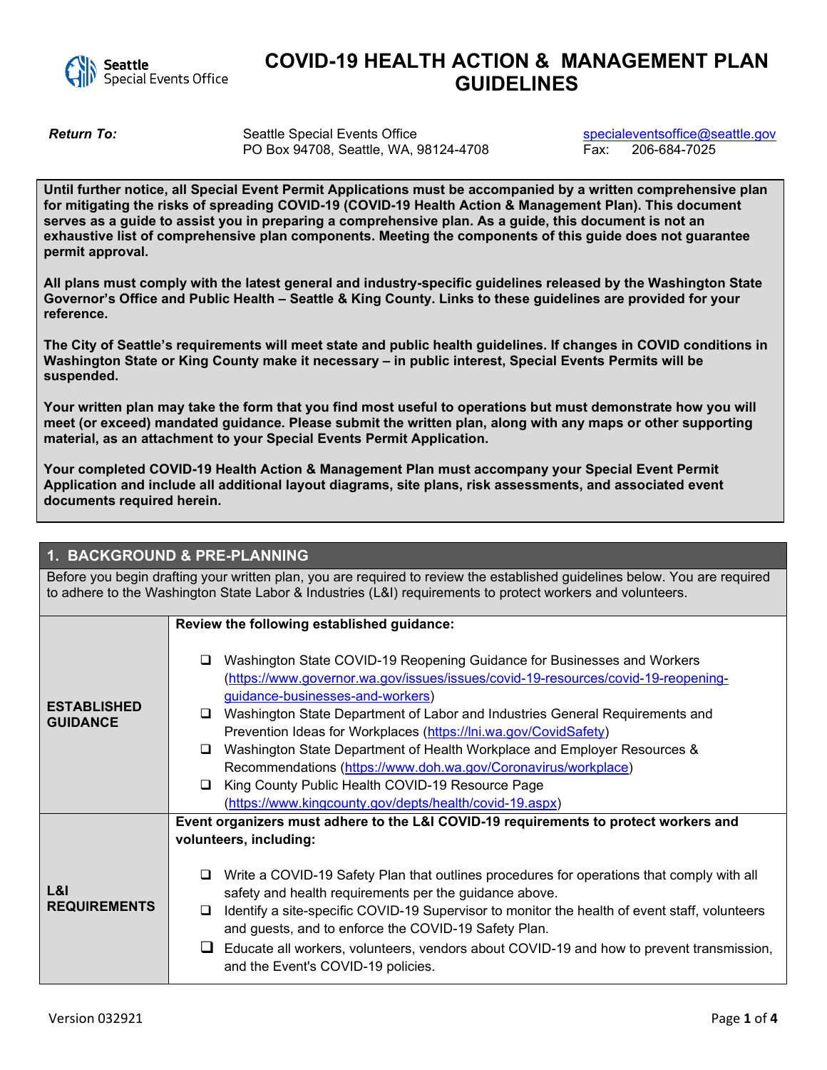Seattle Special Events Office

# COVID-19 HEALTH ACTION & MANAGEMENT PLAN GUIDELINES

| | | |
|---|---|---|
| ***Return To:*** | Seattle Special Events Office<br>PO Box 94708, Seattle, WA, 98124-4708 | specialeventsoffice@seattle.gov<br>Fax: 206-684-7025 |

**Until further notice, all Special Event Permit Applications must be accompanied by a written comprehensive plan for mitigating the risks of spreading COVID-19 (COVID-19 Health Action & Management Plan). This document serves as a guide to assist you in preparing a comprehensive plan. As a guide, this document is not an exhaustive list of comprehensive plan components. Meeting the components of this guide does not guarantee permit approval.**

**All plans must comply with the latest general and industry-specific guidelines released by the Washington State Governor's Office and Public Health – Seattle & King County. Links to these guidelines are provided for your reference.**

**The City of Seattle's requirements will meet state and public health guidelines. If changes in COVID conditions in Washington State or King County make it necessary – in public interest, Special Events Permits will be suspended.**

**Your written plan may take the form that you find most useful to operations but must demonstrate how you will meet (or exceed) mandated guidance. Please submit the written plan, along with any maps or other supporting material, as an attachment to your Special Events Permit Application.**

**Your completed COVID-19 Health Action & Management Plan must accompany your Special Event Permit Application and include all additional layout diagrams, site plans, risk assessments, and associated event documents required herein.**

## 1. BACKGROUND & PRE-PLANNING

Before you begin drafting your written plan, you are required to review the established guidelines below. You are required to adhere to the Washington State Labor & Industries (L&I) requirements to protect workers and volunteers.

| | |
|---|---|
| **ESTABLISHED GUIDANCE** | **Review the following established guidance:**<br><br>❑ Washington State COVID-19 Reopening Guidance for Businesses and Workers (https://www.governor.wa.gov/issues/issues/covid-19-resources/covid-19-reopening-guidance-businesses-and-workers)<br>❑ Washington State Department of Labor and Industries General Requirements and Prevention Ideas for Workplaces (https://lni.wa.gov/CovidSafety)<br>❑ Washington State Department of Health Workplace and Employer Resources & Recommendations (https://www.doh.wa.gov/Coronavirus/workplace)<br>❑ King County Public Health COVID-19 Resource Page (https://www.kingcounty.gov/depts/health/covid-19.aspx) |
| **L&I REQUIREMENTS** | **Event organizers must adhere to the L&I COVID-19 requirements to protect workers and volunteers, including:**<br><br>❑ Write a COVID-19 Safety Plan that outlines procedures for operations that comply with all safety and health requirements per the guidance above.<br>❑ Identify a site-specific COVID-19 Supervisor to monitor the health of event staff, volunteers and guests, and to enforce the COVID-19 Safety Plan.<br>❑ Educate all workers, volunteers, vendors about COVID-19 and how to prevent transmission, and the Event's COVID-19 policies. |

Version 032921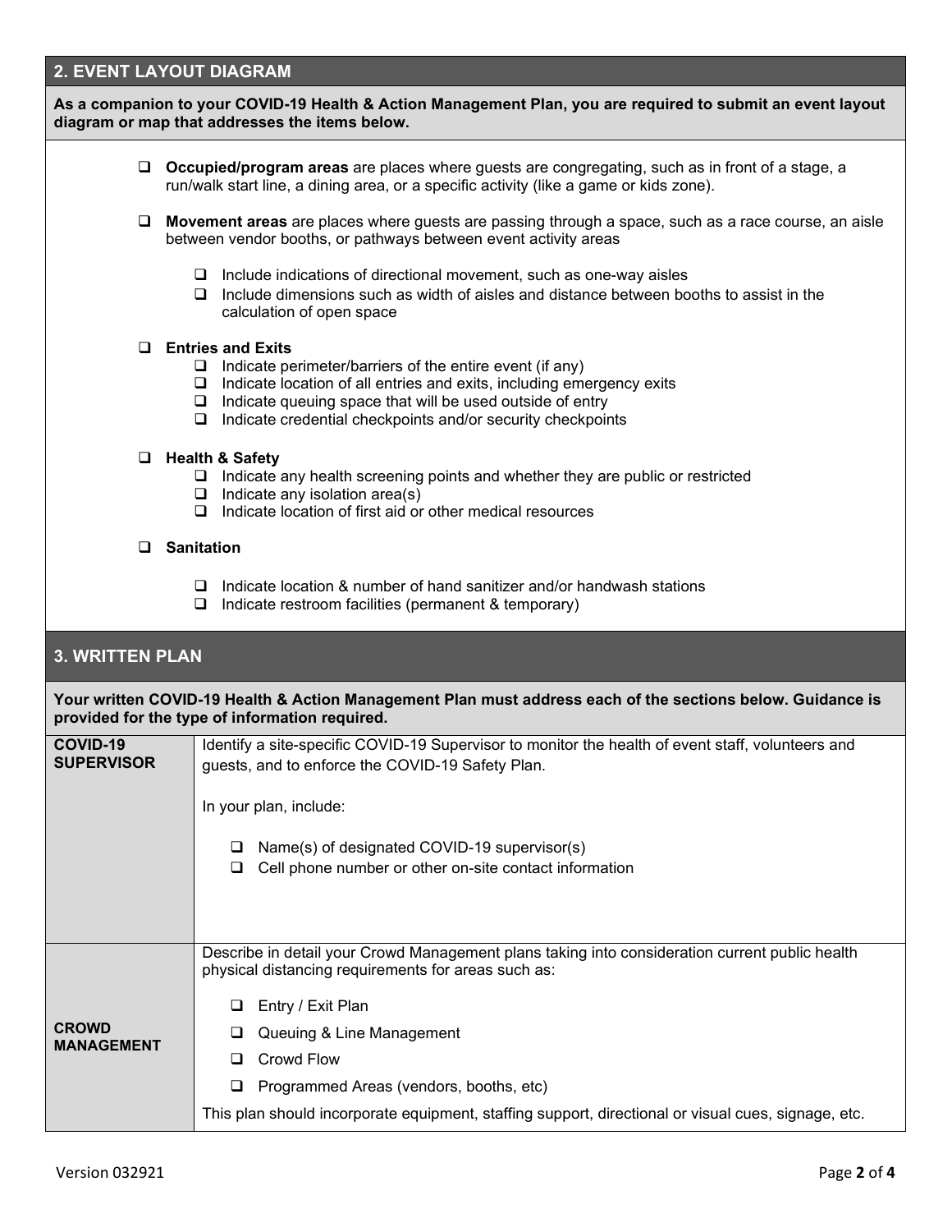## 2. EVENT LAYOUT DIAGRAM

**As a companion to your COVID-19 Health & Action Management Plan, you are required to submit an event layout diagram or map that addresses the items below.**

- ❑ **Occupied/program areas** are places where guests are congregating, such as in front of a stage, a run/walk start line, a dining area, or a specific activity (like a game or kids zone).
- ❑ **Movement areas** are places where guests are passing through a space, such as a race course, an aisle between vendor booths, or pathways between event activity areas
  - ❑ Include indications of directional movement, such as one-way aisles
  - ❑ Include dimensions such as width of aisles and distance between booths to assist in the calculation of open space
- ❑ **Entries and Exits**
  - ❑ Indicate perimeter/barriers of the entire event (if any)
  - ❑ Indicate location of all entries and exits, including emergency exits
  - ❑ Indicate queuing space that will be used outside of entry
  - ❑ Indicate credential checkpoints and/or security checkpoints
- ❑ **Health & Safety**
  - ❑ Indicate any health screening points and whether they are public or restricted
  - ❑ Indicate any isolation area(s)
  - ❑ Indicate location of first aid or other medical resources
- ❑ **Sanitation**
  - ❑ Indicate location & number of hand sanitizer and/or handwash stations
  - ❑ Indicate restroom facilities (permanent & temporary)

## 3. WRITTEN PLAN

**Your written COVID-19 Health & Action Management Plan must address each of the sections below. Guidance is provided for the type of information required.**

| | |
|---|---|
| **COVID-19 SUPERVISOR** | Identify a site-specific COVID-19 Supervisor to monitor the health of event staff, volunteers and guests, and to enforce the COVID-19 Safety Plan.<br><br>In your plan, include:<br><br>❑ Name(s) of designated COVID-19 supervisor(s)<br>❑ Cell phone number or other on-site contact information |
| **CROWD MANAGEMENT** | Describe in detail your Crowd Management plans taking into consideration current public health physical distancing requirements for areas such as:<br><br>❑ Entry / Exit Plan<br>❑ Queuing & Line Management<br>❑ Crowd Flow<br>❑ Programmed Areas (vendors, booths, etc)<br><br>This plan should incorporate equipment, staffing support, directional or visual cues, signage, etc. |

Version 032921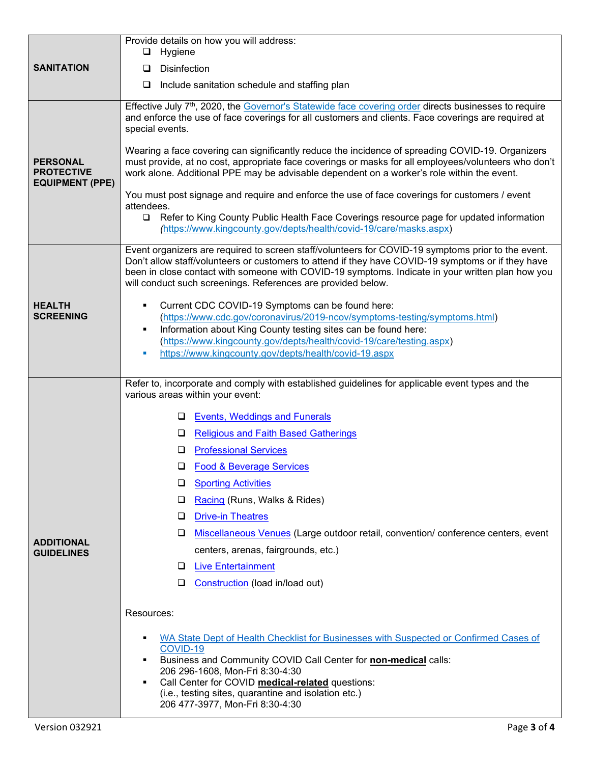| | |
|---|---|
| **SANITATION** | Provide details on how you will address:<br>❑ Hygiene<br>❑ Disinfection<br>❑ Include sanitation schedule and staffing plan |
| **PERSONAL PROTECTIVE EQUIPMENT (PPE)** | Effective July 7th, 2020, the Governor's Statewide face covering order directs businesses to require and enforce the use of face coverings for all customers and clients. Face coverings are required at special events.<br><br>Wearing a face covering can significantly reduce the incidence of spreading COVID-19. Organizers must provide, at no cost, appropriate face coverings or masks for all employees/volunteers who don't work alone. Additional PPE may be advisable dependent on a worker's role within the event.<br><br>You must post signage and require and enforce the use of face coverings for customers / event attendees.<br>❑ Refer to King County Public Health Face Coverings resource page for updated information (https://www.kingcounty.gov/depts/health/covid-19/care/masks.aspx) |
| **HEALTH SCREENING** | Event organizers are required to screen staff/volunteers for COVID-19 symptoms prior to the event. Don't allow staff/volunteers or customers to attend if they have COVID-19 symptoms or if they have been in close contact with someone with COVID-19 symptoms. Indicate in your written plan how you will conduct such screenings. References are provided below.<br><br>▪ Current CDC COVID-19 Symptoms can be found here: (https://www.cdc.gov/coronavirus/2019-ncov/symptoms-testing/symptoms.html)<br>▪ Information about King County testing sites can be found here: (https://www.kingcounty.gov/depts/health/covid-19/care/testing.aspx)<br>▪ https://www.kingcounty.gov/depts/health/covid-19.aspx |
| **ADDITIONAL GUIDELINES** | Refer to, incorporate and comply with established guidelines for applicable event types and the various areas within your event:<br><br>❑ Events, Weddings and Funerals<br>❑ Religious and Faith Based Gatherings<br>❑ Professional Services<br>❑ Food & Beverage Services<br>❑ Sporting Activities<br>❑ Racing (Runs, Walks & Rides)<br>❑ Drive-in Theatres<br>❑ Miscellaneous Venues (Large outdoor retail, convention/ conference centers, event centers, arenas, fairgrounds, etc.)<br>❑ Live Entertainment<br>❑ Construction (load in/load out)<br><br>Resources:<br><br>▪ WA State Dept of Health Checklist for Businesses with Suspected or Confirmed Cases of COVID-19<br>▪ Business and Community COVID Call Center for **non-medical** calls: 206 296-1608, Mon-Fri 8:30-4:30<br>▪ Call Center for COVID **medical-related** questions: (i.e., testing sites, quarantine and isolation etc.) 206 477-3977, Mon-Fri 8:30-4:30 |

Version 032921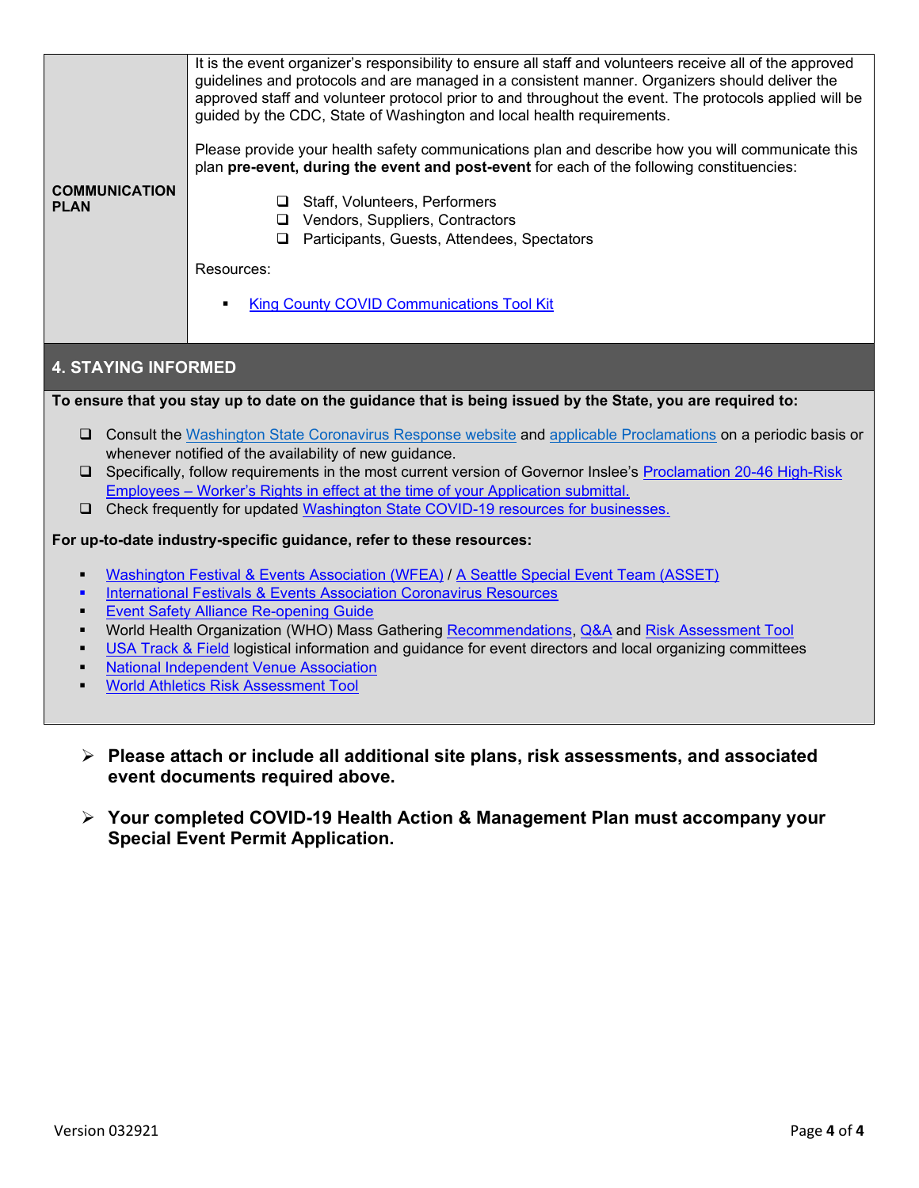| | |
|---|---|
| **COMMUNICATION PLAN** | It is the event organizer's responsibility to ensure all staff and volunteers receive all of the approved guidelines and protocols and are managed in a consistent manner. Organizers should deliver the approved staff and volunteer protocol prior to and throughout the event. The protocols applied will be guided by the CDC, State of Washington and local health requirements.<br><br>Please provide your health safety communications plan and describe how you will communicate this plan **pre-event, during the event and post-event** for each of the following constituencies:<br><br>❑ Staff, Volunteers, Performers<br>❑ Vendors, Suppliers, Contractors<br>❑ Participants, Guests, Attendees, Spectators<br><br>Resources:<br><br>▪ King County COVID Communications Tool Kit |

## 4. STAYING INFORMED

**To ensure that you stay up to date on the guidance that is being issued by the State, you are required to:**

- ❑ Consult the Washington State Coronavirus Response website and applicable Proclamations on a periodic basis or whenever notified of the availability of new guidance.
- ❑ Specifically, follow requirements in the most current version of Governor Inslee's Proclamation 20-46 High-Risk Employees – Worker's Rights in effect at the time of your Application submittal.
- ❑ Check frequently for updated Washington State COVID-19 resources for businesses.

**For up-to-date industry-specific guidance, refer to these resources:**

- Washington Festival & Events Association (WFEA) / A Seattle Special Event Team (ASSET)
- International Festivals & Events Association Coronavirus Resources
- Event Safety Alliance Re-opening Guide
- World Health Organization (WHO) Mass Gathering Recommendations, Q&A and Risk Assessment Tool
- USA Track & Field logistical information and guidance for event directors and local organizing committees
- National Independent Venue Association
- World Athletics Risk Assessment Tool

- **Please attach or include all additional site plans, risk assessments, and associated event documents required above.**
- **Your completed COVID-19 Health Action & Management Plan must accompany your Special Event Permit Application.**

Version 032921